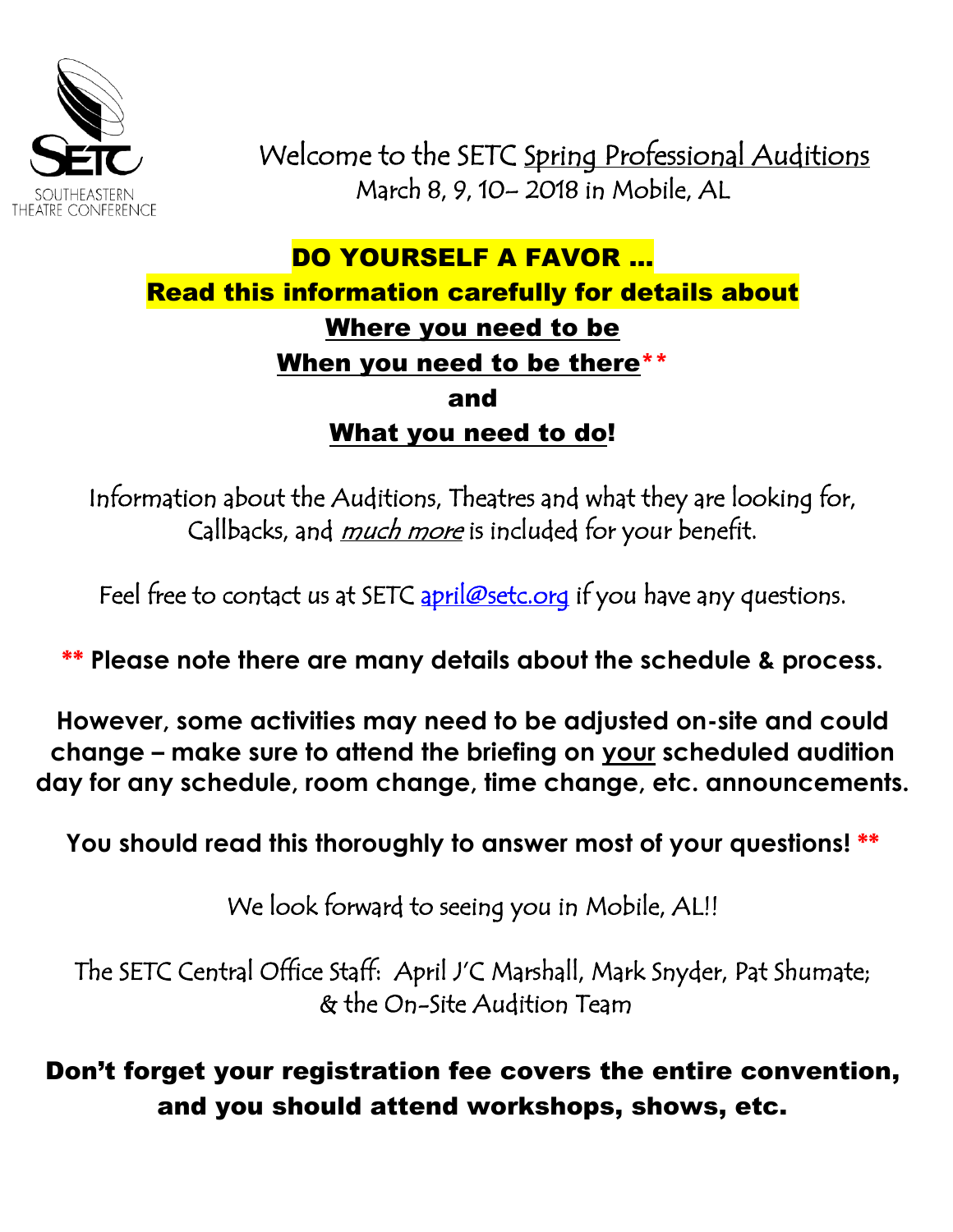SETC
SOUTHEASTERN THEATRE CONFERENCE

Welcome to the SETC Spring Professional Auditions
March 8, 9, 10– 2018 in Mobile, AL

**DO YOURSELF A FAVOR …**

**Read this information carefully for details about**

**Where you need to be**

**When you need to be there****

**and**

**What you need to do!**

Information about the Auditions, Theatres and what they are looking for, Callbacks, and *much more* is included for your benefit.

Feel free to contact us at SETC april@setc.org if you have any questions.

**** Please note there are many details about the schedule & process.**

**However, some activities may need to be adjusted on-site and could change – make sure to attend the briefing on your scheduled audition day for any schedule, room change, time change, etc. announcements.**

**You should read this thoroughly to answer most of your questions! ****

We look forward to seeing you in Mobile, AL!!

The SETC Central Office Staff: April J'C Marshall, Mark Snyder, Pat Shumate; & the On-Site Audition Team

**Don't forget your registration fee covers the entire convention, and you should attend workshops, shows, etc.**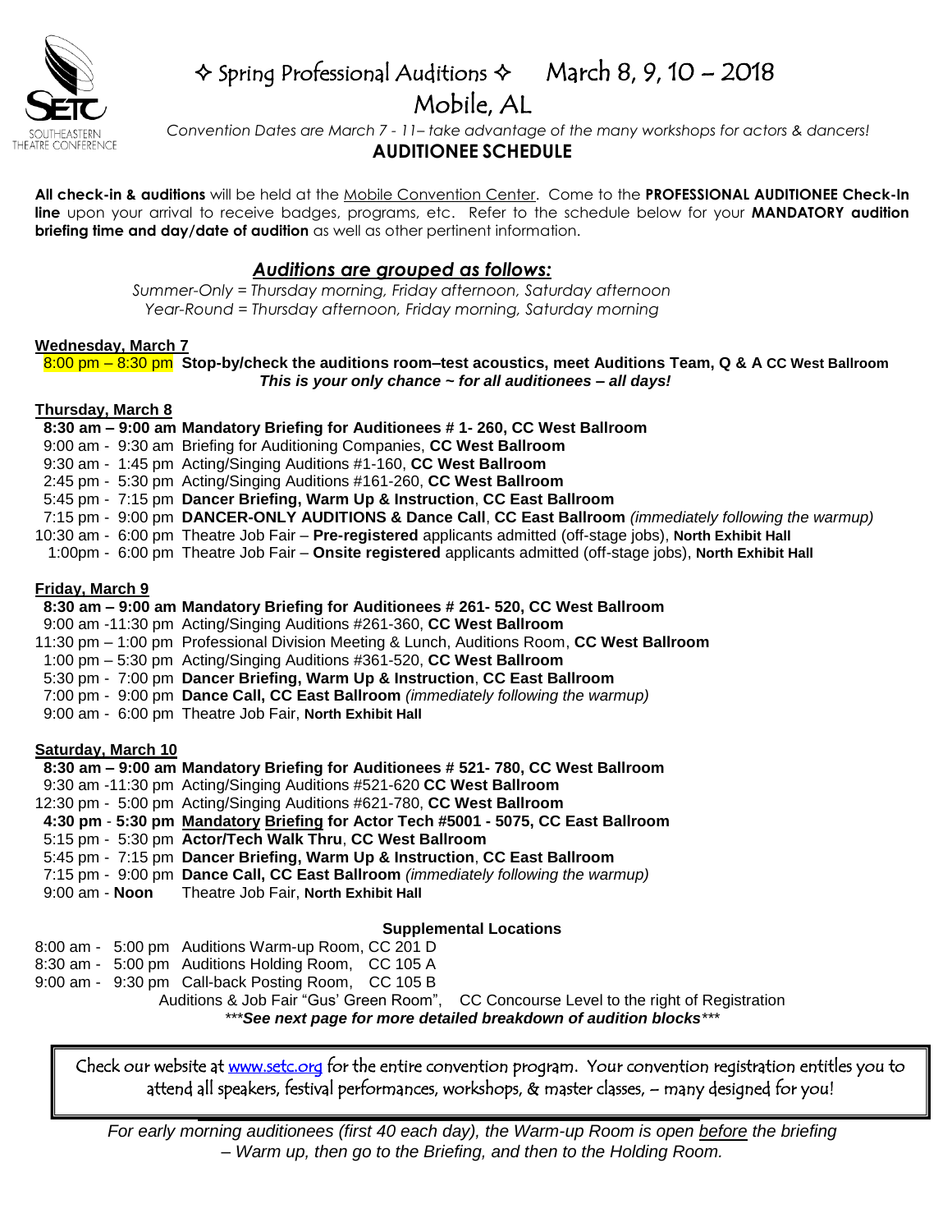SOUTHEASTERN THEATRE CONFERENCE

# ✧ Spring Professional Auditions ✧ March 8, 9, 10 – 2018

## Mobile, AL

*Convention Dates are March 7 - 11– take advantage of the many workshops for actors & dancers!*

## AUDITIONEE SCHEDULE

**All check-in & auditions** will be held at the Mobile Convention Center. Come to the **PROFESSIONAL AUDITIONEE Check-In line** upon your arrival to receive badges, programs, etc. Refer to the schedule below for your **MANDATORY audition briefing time and day/date of audition** as well as other pertinent information.

### *Auditions are grouped as follows:*

*Summer-Only = Thursday morning, Friday afternoon, Saturday afternoon*
*Year-Round = Thursday afternoon, Friday morning, Saturday morning*

**Wednesday, March 7**

8:00 pm – 8:30 pm **Stop-by/check the auditions room–test acoustics, meet Auditions Team, Q & A CC West Ballroom**
***This is your only chance ~ for all auditionees – all days!***

**Thursday, March 8**

**8:30 am – 9:00 am Mandatory Briefing for Auditionees # 1- 260, CC West Ballroom**
9:00 am - 9:30 am Briefing for Auditioning Companies, **CC West Ballroom**
9:30 am - 1:45 pm Acting/Singing Auditions #1-160, **CC West Ballroom**
2:45 pm - 5:30 pm Acting/Singing Auditions #161-260, **CC West Ballroom**
5:45 pm - 7:15 pm **Dancer Briefing, Warm Up & Instruction**, **CC East Ballroom**
7:15 pm - 9:00 pm **DANCER-ONLY AUDITIONS & Dance Call**, **CC East Ballroom** *(immediately following the warmup)*
10:30 am - 6:00 pm Theatre Job Fair – **Pre-registered** applicants admitted (off-stage jobs), **North Exhibit Hall**
1:00pm - 6:00 pm Theatre Job Fair – **Onsite registered** applicants admitted (off-stage jobs), **North Exhibit Hall**

**Friday, March 9**

**8:30 am – 9:00 am Mandatory Briefing for Auditionees # 261- 520, CC West Ballroom**
9:00 am -11:30 pm Acting/Singing Auditions #261-360, **CC West Ballroom**
11:30 pm – 1:00 pm Professional Division Meeting & Lunch, Auditions Room, **CC West Ballroom**
1:00 pm – 5:30 pm Acting/Singing Auditions #361-520, **CC West Ballroom**
5:30 pm - 7:00 pm **Dancer Briefing, Warm Up & Instruction**, **CC East Ballroom**
7:00 pm - 9:00 pm **Dance Call, CC East Ballroom** *(immediately following the warmup)*
9:00 am - 6:00 pm Theatre Job Fair, **North Exhibit Hall**

**Saturday, March 10**

**8:30 am – 9:00 am Mandatory Briefing for Auditionees # 521- 780, CC West Ballroom**
9:30 am -11:30 pm Acting/Singing Auditions #521-620 **CC West Ballroom**
12:30 pm - 5:00 pm Acting/Singing Auditions #621-780, **CC West Ballroom**
**4:30 pm - 5:30 pm Mandatory Briefing for Actor Tech #5001 - 5075, CC East Ballroom**
5:15 pm - 5:30 pm **Actor/Tech Walk Thru**, **CC West Ballroom**
5:45 pm - 7:15 pm **Dancer Briefing, Warm Up & Instruction**, **CC East Ballroom**
7:15 pm - 9:00 pm **Dance Call, CC East Ballroom** *(immediately following the warmup)*
9:00 am - **Noon** Theatre Job Fair, **North Exhibit Hall**

**Supplemental Locations**

8:00 am - 5:00 pm Auditions Warm-up Room, CC 201 D
8:30 am - 5:00 pm Auditions Holding Room, CC 105 A
9:00 am - 9:30 pm Call-back Posting Room, CC 105 B
Auditions & Job Fair "Gus' Green Room", CC Concourse Level to the right of Registration

****See next page for more detailed breakdown of audition blocks****

Check our website at www.setc.org for the entire convention program. Your convention registration entitles you to attend all speakers, festival performances, workshops, & master classes, – many designed for you!

*For early morning auditionees (first 40 each day), the Warm-up Room is open before the briefing – Warm up, then go to the Briefing, and then to the Holding Room.*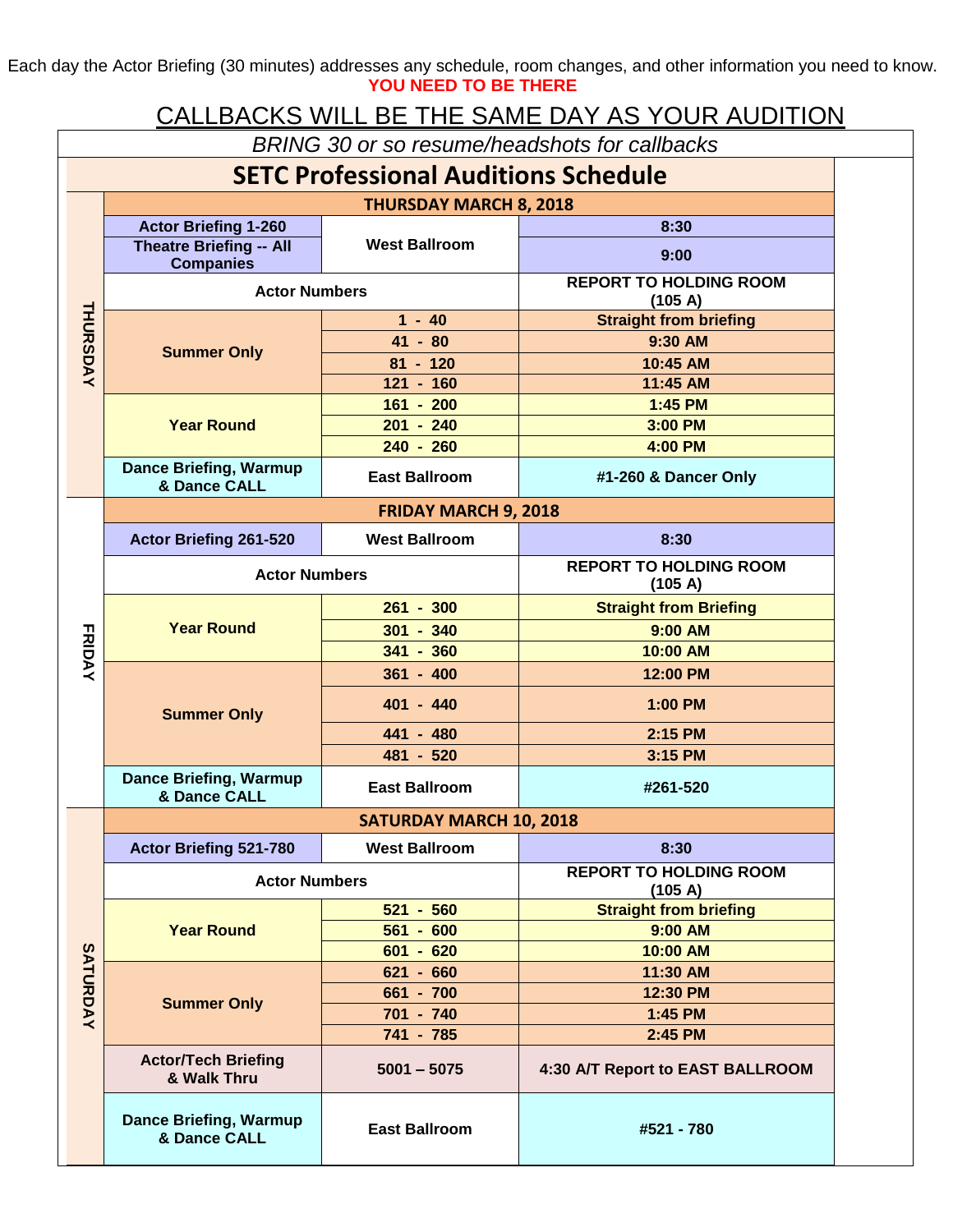Each day the Actor Briefing (30 minutes) addresses any schedule, room changes, and other information you need to know.
**YOU NEED TO BE THERE**

## CALLBACKS WILL BE THE SAME DAY AS YOUR AUDITION

*BRING 30 or so resume/headshots for callbacks*

# SETC Professional Auditions Schedule

| Day | | | |
|---|---|---|---|
| THURSDAY | **THURSDAY MARCH 8, 2018** | | |
| | **Actor Briefing 1-260** | **West Ballroom** | **8:30** |
| | **Theatre Briefing -- All Companies** | | **9:00** |
| | **Actor Numbers** | | **REPORT TO HOLDING ROOM (105 A)** |
| | **Summer Only** | **1 - 40** | **Straight from briefing** |
| | | **41 - 80** | **9:30 AM** |
| | | **81 - 120** | **10:45 AM** |
| | | **121 - 160** | **11:45 AM** |
| | **Year Round** | **161 - 200** | **1:45 PM** |
| | | **201 - 240** | **3:00 PM** |
| | | **240 - 260** | **4:00 PM** |
| | **Dance Briefing, Warmup & Dance CALL** | **East Ballroom** | **#1-260 & Dancer Only** |
| FRIDAY | **FRIDAY MARCH 9, 2018** | | |
| | **Actor Briefing 261-520** | **West Ballroom** | **8:30** |
| | **Actor Numbers** | | **REPORT TO HOLDING ROOM (105 A)** |
| | **Year Round** | **261 - 300** | **Straight from Briefing** |
| | | **301 - 340** | **9:00 AM** |
| | | **341 - 360** | **10:00 AM** |
| | **Summer Only** | **361 - 400** | **12:00 PM** |
| | | **401 - 440** | **1:00 PM** |
| | | **441 - 480** | **2:15 PM** |
| | | **481 - 520** | **3:15 PM** |
| | **Dance Briefing, Warmup & Dance CALL** | **East Ballroom** | **#261-520** |
| SATURDAY | **SATURDAY MARCH 10, 2018** | | |
| | **Actor Briefing 521-780** | **West Ballroom** | **8:30** |
| | **Actor Numbers** | | **REPORT TO HOLDING ROOM (105 A)** |
| | **Year Round** | **521 - 560** | **Straight from briefing** |
| | | **561 - 600** | **9:00 AM** |
| | | **601 - 620** | **10:00 AM** |
| | **Summer Only** | **621 - 660** | **11:30 AM** |
| | | **661 - 700** | **12:30 PM** |
| | | **701 - 740** | **1:45 PM** |
| | | **741 - 785** | **2:45 PM** |
| | **Actor/Tech Briefing & Walk Thru** | **5001 – 5075** | **4:30 A/T Report to EAST BALLROOM** |
| | **Dance Briefing, Warmup & Dance CALL** | **East Ballroom** | **#521 - 780** |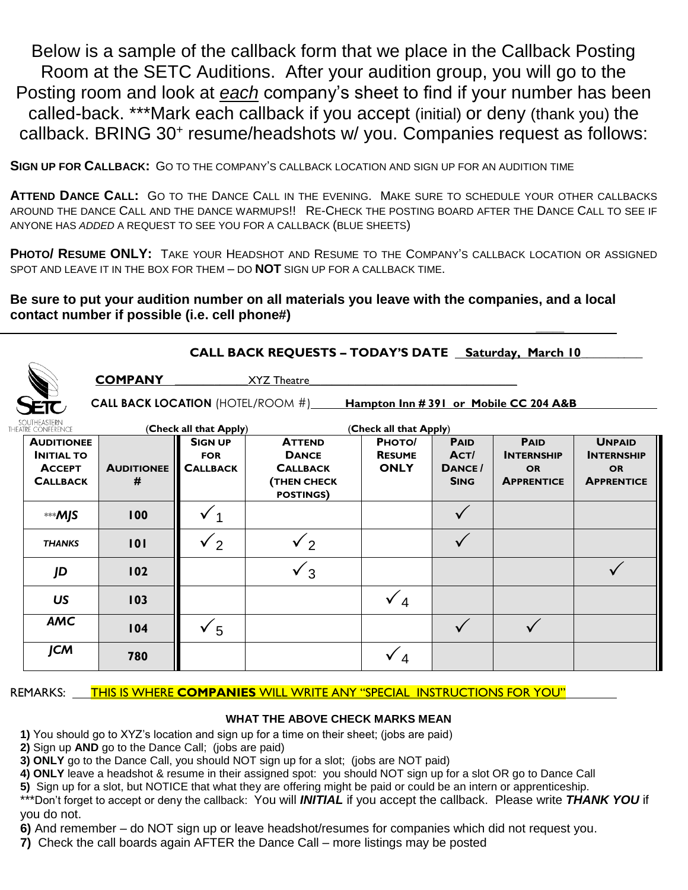Below is a sample of the callback form that we place in the Callback Posting Room at the SETC Auditions. After your audition group, you will go to the Posting room and look at *each* company's sheet to find if your number has been called-back. ***Mark each callback if you accept (initial) or deny (thank you) the callback. BRING 30+ resume/headshots w/ you. Companies request as follows:

**SIGN UP FOR CALLBACK:** GO TO THE COMPANY'S CALLBACK LOCATION AND SIGN UP FOR AN AUDITION TIME

**ATTEND DANCE CALL:** GO TO THE DANCE CALL IN THE EVENING. MAKE SURE TO SCHEDULE YOUR OTHER CALLBACKS AROUND THE DANCE CALL AND THE DANCE WARMUPS!! RE-CHECK THE POSTING BOARD AFTER THE DANCE CALL TO SEE IF ANYONE HAS *ADDED* A REQUEST TO SEE YOU FOR A CALLBACK (BLUE SHEETS)

**PHOTO/ RESUME ONLY:** TAKE YOUR HEADSHOT AND RESUME TO THE COMPANY'S CALLBACK LOCATION OR ASSIGNED SPOT AND LEAVE IT IN THE BOX FOR THEM – DO **NOT** SIGN UP FOR A CALLBACK TIME.

**Be sure to put your audition number on all materials you leave with the companies, and a local contact number if possible (i.e. cell phone#)**

**CALL BACK REQUESTS – TODAY'S DATE Saturday, March 10**

SETC SOUTHEASTERN THEATRE CONFERENCE

**COMPANY** XYZ Theatre

**CALL BACK LOCATION** (HOTEL/ROOM #) **Hampton Inn # 391 or Mobile CC 204 A&B**

| AUDITIONEE INITIAL TO ACCEPT CALLBACK | AUDITIONEE # | SIGN UP FOR CALLBACK (Check all that Apply) | ATTEND DANCE CALLBACK (THEN CHECK POSTINGS) | PHOTO/ RESUME ONLY (Check all that Apply) | PAID ACT/ DANCE / SING | PAID INTERNSHIP OR APPRENTICE | UNPAID INTERNSHIP OR APPRENTICE |
|---|---|---|---|---|---|---|---|
| ****MJS* | 100 | ✓1 | | | ✓ | | |
| *THANKS* | 101 | ✓2 | ✓2 | | ✓ | | |
| *JD* | 102 | | ✓3 | | | | ✓ |
| *US* | 103 | | | ✓4 | | | |
| *AMC* | 104 | ✓5 | | | ✓ | ✓ | |
| *JCM* | 780 | | | ✓4 | | | |

REMARKS: THIS IS WHERE **COMPANIES** WILL WRITE ANY "SPECIAL INSTRUCTIONS FOR YOU"

**WHAT THE ABOVE CHECK MARKS MEAN**

**1)** You should go to XYZ's location and sign up for a time on their sheet; (jobs are paid)
**2)** Sign up **AND** go to the Dance Call; (jobs are paid)
**3) ONLY** go to the Dance Call, you should NOT sign up for a slot; (jobs are NOT paid)
**4) ONLY** leave a headshot & resume in their assigned spot: you should NOT sign up for a slot OR go to Dance Call
**5)** Sign up for a slot, but NOTICE that what they are offering might be paid or could be an intern or apprenticeship.
***Don't forget to accept or deny the callback: You will ***INITIAL*** if you accept the callback. Please write ***THANK YOU*** if you do not.
**6)** And remember – do NOT sign up or leave headshot/resumes for companies which did not request you.
**7)** Check the call boards again AFTER the Dance Call – more listings may be posted